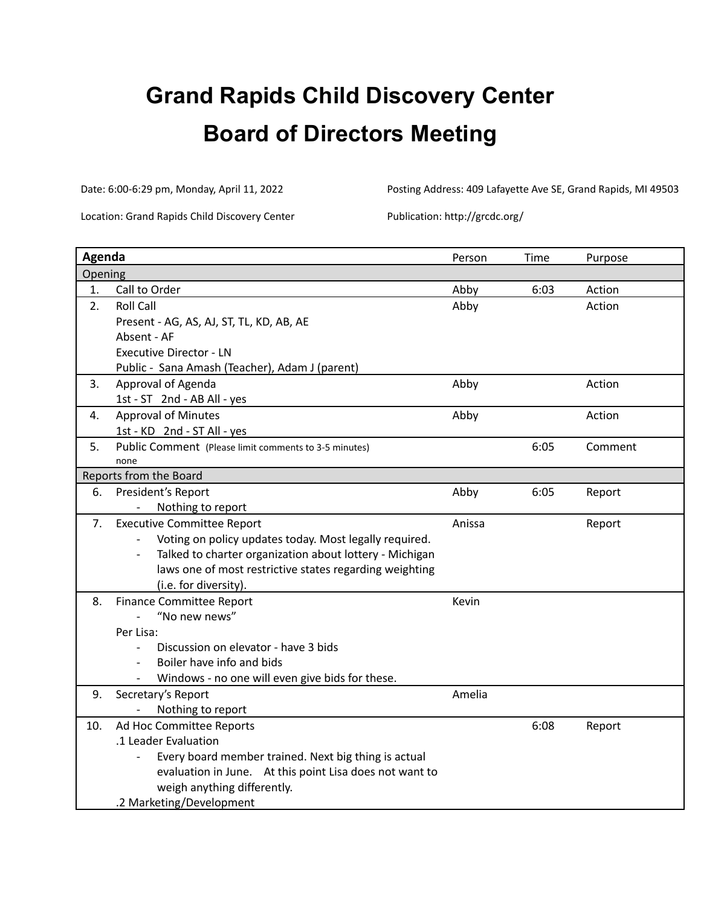# Grand Rapids Child Discovery Center

# Board of Directors Meeting

Date: 6:00-6:29 pm, Monday, April 11, 2022

Posting Address: 409 Lafayette Ave SE, Grand Rapids, MI 49503

Location: Grand Rapids Child Discovery Center

Publication: http://grcdc.org/

| | Agenda | Person | Time | Purpose |
|---|---|---|---|---|
| | **Opening** | | | |
| 1. | Call to Order | Abby | 6:03 | Action |
| 2. | Roll Call<br>Present - AG, AS, AJ, ST, TL, KD, AB, AE<br>Absent - AF<br>Executive Director - LN<br>Public - Sana Amash (Teacher), Adam J (parent) | Abby | | Action |
| 3. | Approval of Agenda<br>1st - ST 2nd - AB All - yes | Abby | | Action |
| 4. | Approval of Minutes<br>1st - KD 2nd - ST All - yes | Abby | | Action |
| 5. | Public Comment (Please limit comments to 3-5 minutes)<br>none | | 6:05 | Comment |
| | **Reports from the Board** | | | |
| 6. | President's Report<br>- Nothing to report | Abby | 6:05 | Report |
| 7. | Executive Committee Report<br>- Voting on policy updates today. Most legally required.<br>- Talked to charter organization about lottery - Michigan laws one of most restrictive states regarding weighting (i.e. for diversity). | Anissa | | Report |
| 8. | Finance Committee Report<br>- "No new news"<br>Per Lisa:<br>- Discussion on elevator - have 3 bids<br>- Boiler have info and bids<br>- Windows - no one will even give bids for these. | Kevin | | |
| 9. | Secretary's Report<br>- Nothing to report | Amelia | | |
| 10. | Ad Hoc Committee Reports<br>.1 Leader Evaluation<br>- Every board member trained. Next big thing is actual evaluation in June. At this point Lisa does not want to weigh anything differently.<br>.2 Marketing/Development | | 6:08 | Report |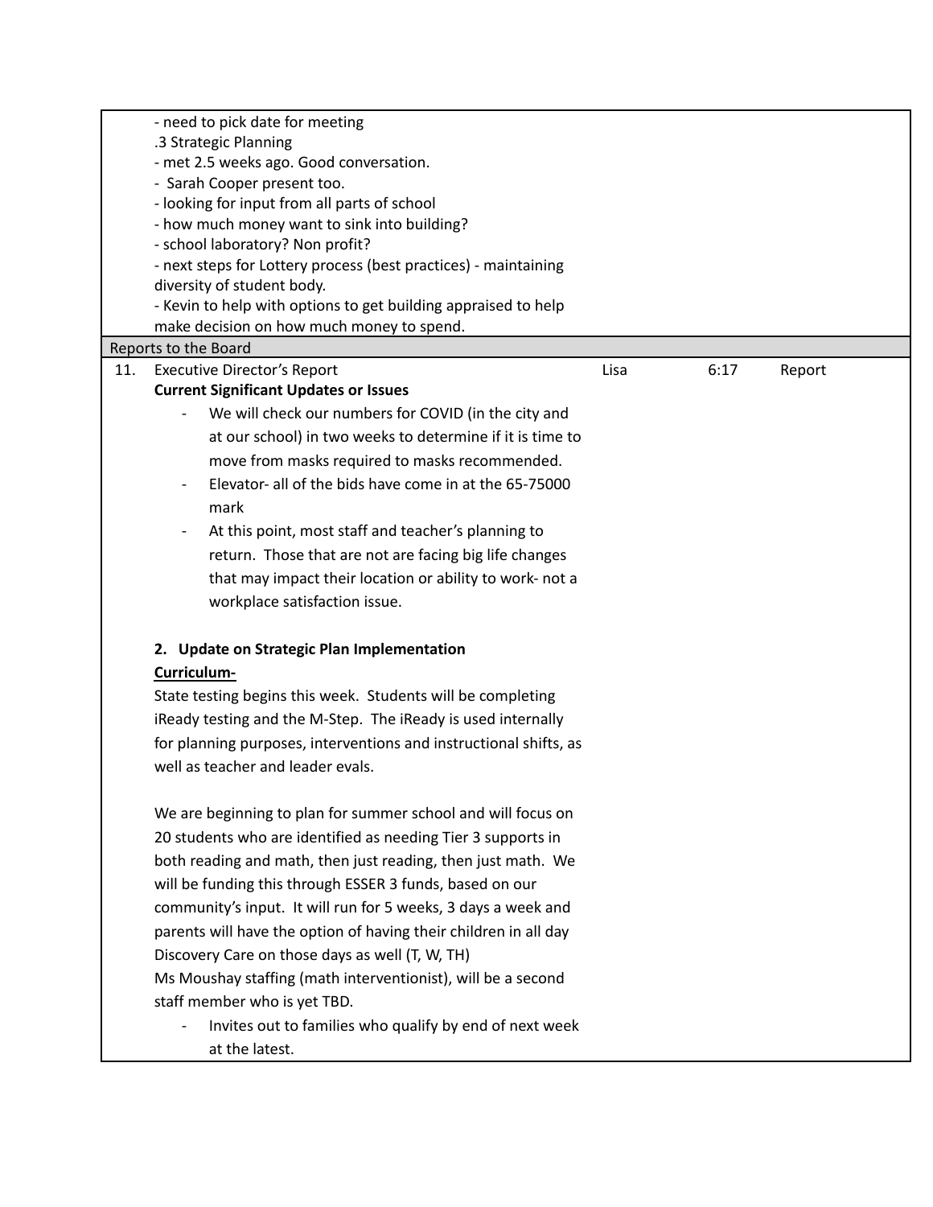| | | | | |
|---|---|---|---|---|
| | - need to pick date for meeting<br>.3 Strategic Planning<br>- met 2.5 weeks ago. Good conversation.<br>- Sarah Cooper present too.<br>- looking for input from all parts of school<br>- how much money want to sink into building?<br>- school laboratory? Non profit?<br>- next steps for Lottery process (best practices) - maintaining diversity of student body.<br>- Kevin to help with options to get building appraised to help make decision on how much money to spend. | | | |
| Reports to the Board | | | | |
| 11. | Executive Director's Report<br>**Current Significant Updates or Issues**<br>- We will check our numbers for COVID (in the city and at our school) in two weeks to determine if it is time to move from masks required to masks recommended.<br>- Elevator- all of the bids have come in at the 65-75000 mark<br>- At this point, most staff and teacher's planning to return. Those that are not are facing big life changes that may impact their location or ability to work- not a workplace satisfaction issue.<br><br>**2. Update on Strategic Plan Implementation**<br>**Curriculum-**<br>State testing begins this week. Students will be completing iReady testing and the M-Step. The iReady is used internally for planning purposes, interventions and instructional shifts, as well as teacher and leader evals.<br><br>We are beginning to plan for summer school and will focus on 20 students who are identified as needing Tier 3 supports in both reading and math, then just reading, then just math. We will be funding this through ESSER 3 funds, based on our community's input. It will run for 5 weeks, 3 days a week and parents will have the option of having their children in all day Discovery Care on those days as well (T, W, TH)<br>Ms Moushay staffing (math interventionist), will be a second staff member who is yet TBD.<br>- Invites out to families who qualify by end of next week at the latest. | Lisa | 6:17 | Report |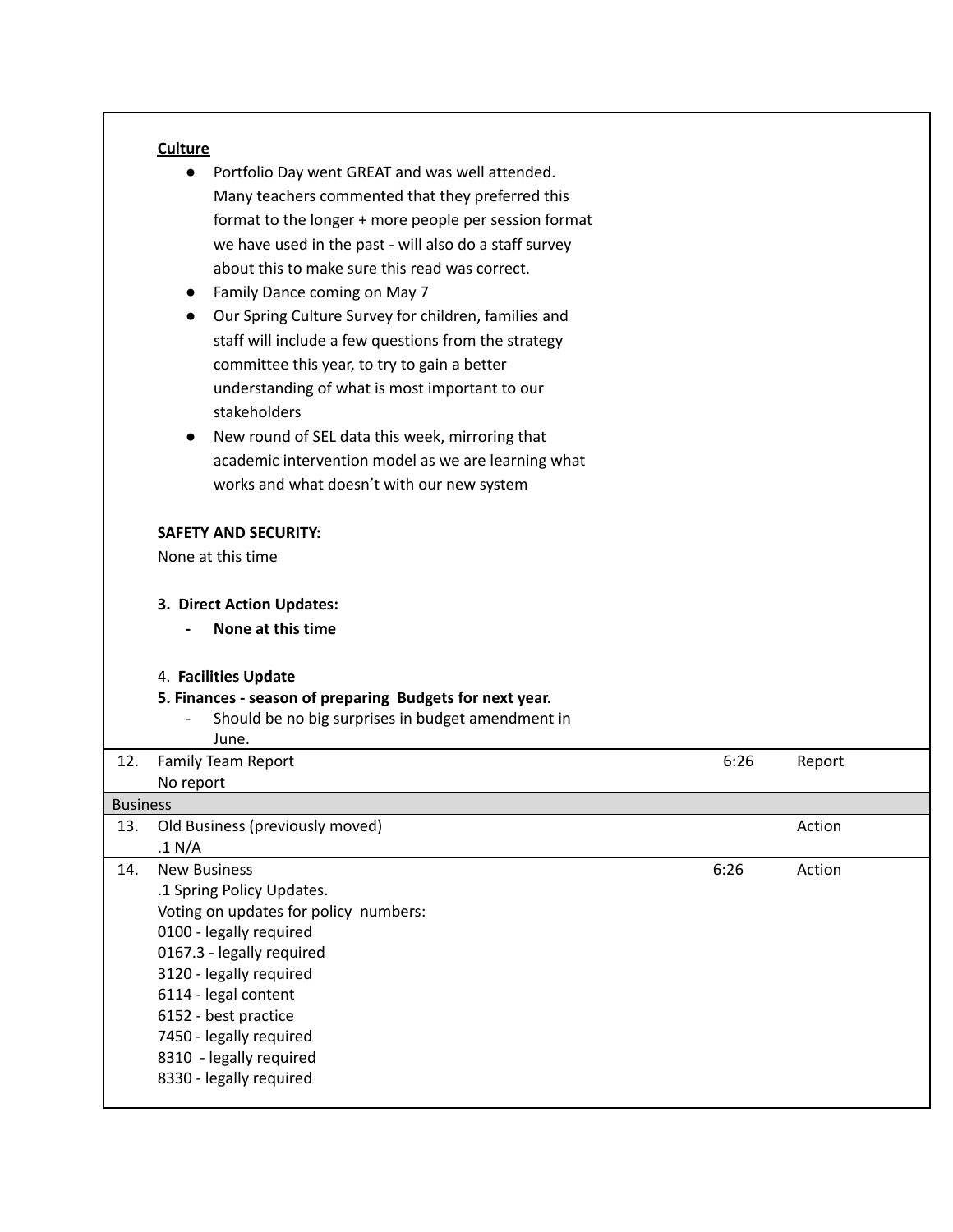**Culture**

- Portfolio Day went GREAT and was well attended. Many teachers commented that they preferred this format to the longer + more people per session format we have used in the past - will also do a staff survey about this to make sure this read was correct.
- Family Dance coming on May 7
- Our Spring Culture Survey for children, families and staff will include a few questions from the strategy committee this year, to try to gain a better understanding of what is most important to our stakeholders
- New round of SEL data this week, mirroring that academic intervention model as we are learning what works and what doesn't with our new system

**SAFETY AND SECURITY:**
None at this time

**3. Direct Action Updates:**

- **None at this time**

4. **Facilities Update**

**5. Finances - season of preparing Budgets for next year.**

- Should be no big surprises in budget amendment in June.

| | | | |
|---|---|---|---|
| 12. | Family Team Report<br>No report | 6:26 | Report |
| Business | | | |
| 13. | Old Business (previously moved)<br>.1 N/A | | Action |
| 14. | New Business<br>.1 Spring Policy Updates.<br>Voting on updates for policy numbers:<br>0100 - legally required<br>0167.3 - legally required<br>3120 - legally required<br>6114 - legal content<br>6152 - best practice<br>7450 - legally required<br>8310 - legally required<br>8330 - legally required | 6:26 | Action |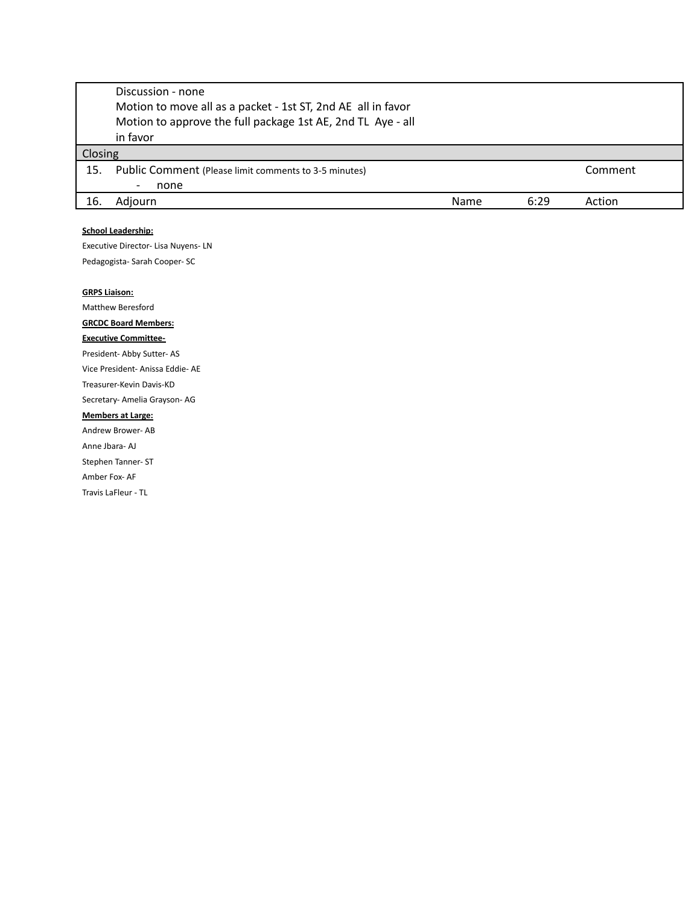| | | | | |
|---|---|---|---|---|
| | Discussion - none<br>Motion to move all as a packet - 1st ST, 2nd AE all in favor<br>Motion to approve the full package 1st AE, 2nd TL Aye - all in favor | | | |
| Closing | | | | |
| 15. | Public Comment (Please limit comments to 3-5 minutes)<br>- none | | | Comment |
| 16. | Adjourn | Name | 6:29 | Action |

**School Leadership:**

Executive Director- Lisa Nuyens- LN

Pedagogista- Sarah Cooper- SC

**GRPS Liaison:**

Matthew Beresford

**GRCDC Board Members:**

**Executive Committee-**

President- Abby Sutter- AS

Vice President- Anissa Eddie- AE

Treasurer-Kevin Davis-KD

Secretary- Amelia Grayson- AG

**Members at Large:**

Andrew Brower- AB

Anne Jbara- AJ

Stephen Tanner- ST

Amber Fox- AF

Travis LaFleur - TL